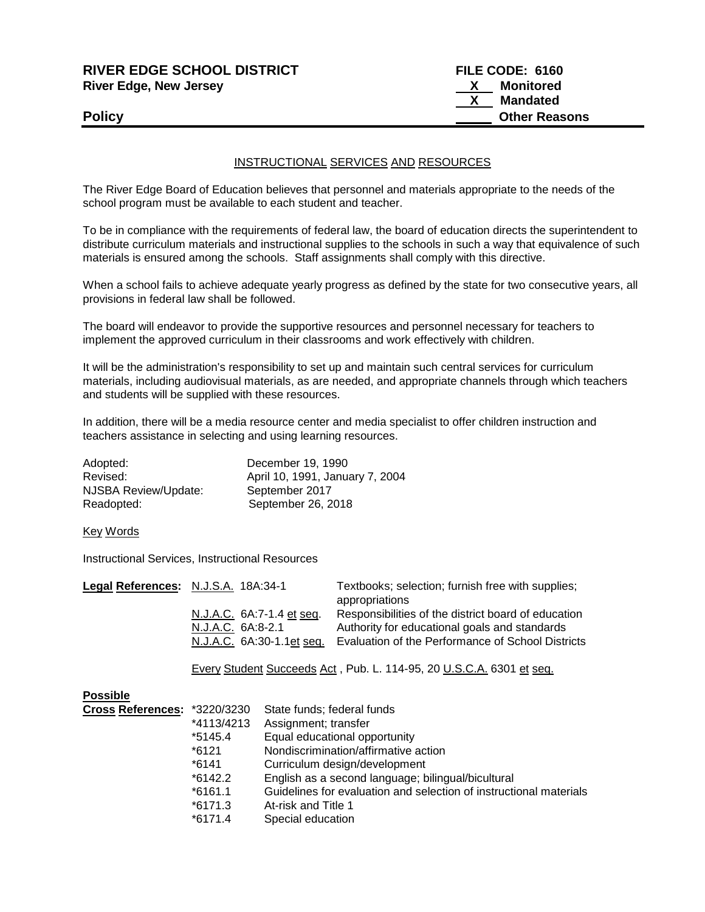**RIVER EDGE SCHOOL DISTRICT**
**River Edge, New Jersey**

**FILE CODE: 6160**
X Monitored
X Mandated
\_\_\_ Other Reasons

**Policy**

## INSTRUCTIONAL SERVICES AND RESOURCES

The River Edge Board of Education believes that personnel and materials appropriate to the needs of the school program must be available to each student and teacher.

To be in compliance with the requirements of federal law, the board of education directs the superintendent to distribute curriculum materials and instructional supplies to the schools in such a way that equivalence of such materials is ensured among the schools. Staff assignments shall comply with this directive.

When a school fails to achieve adequate yearly progress as defined by the state for two consecutive years, all provisions in federal law shall be followed.

The board will endeavor to provide the supportive resources and personnel necessary for teachers to implement the approved curriculum in their classrooms and work effectively with children.

It will be the administration's responsibility to set up and maintain such central services for curriculum materials, including audiovisual materials, as are needed, and appropriate channels through which teachers and students will be supplied with these resources.

In addition, there will be a media resource center and media specialist to offer children instruction and teachers assistance in selecting and using learning resources.

| | |
|---|---|
| Adopted: | December 19, 1990 |
| Revised: | April 10, 1991, January 7, 2004 |
| NJSBA Review/Update: | September 2017 |
| Readopted: | September 26, 2018 |

Key Words

Instructional Services, Instructional Resources

| **Legal References:** | | |
|---|---|---|
| | N.J.S.A. 18A:34-1 | Textbooks; selection; furnish free with supplies; appropriations |
| | N.J.A.C. 6A:7-1.4 et seq. | Responsibilities of the district board of education |
| | N.J.A.C. 6A:8-2.1 | Authority for educational goals and standards |
| | N.J.A.C. 6A:30-1.1et seq. | Evaluation of the Performance of School Districts |

Every Student Succeeds Act , Pub. L. 114-95, 20 U.S.C.A. 6301 et seq.

| **Possible Cross References:** | | |
|---|---|---|
| | *3220/3230 | State funds; federal funds |
| | *4113/4213 | Assignment; transfer |
| | *5145.4 | Equal educational opportunity |
| | *6121 | Nondiscrimination/affirmative action |
| | *6141 | Curriculum design/development |
| | *6142.2 | English as a second language; bilingual/bicultural |
| | *6161.1 | Guidelines for evaluation and selection of instructional materials |
| | *6171.3 | At-risk and Title 1 |
| | *6171.4 | Special education |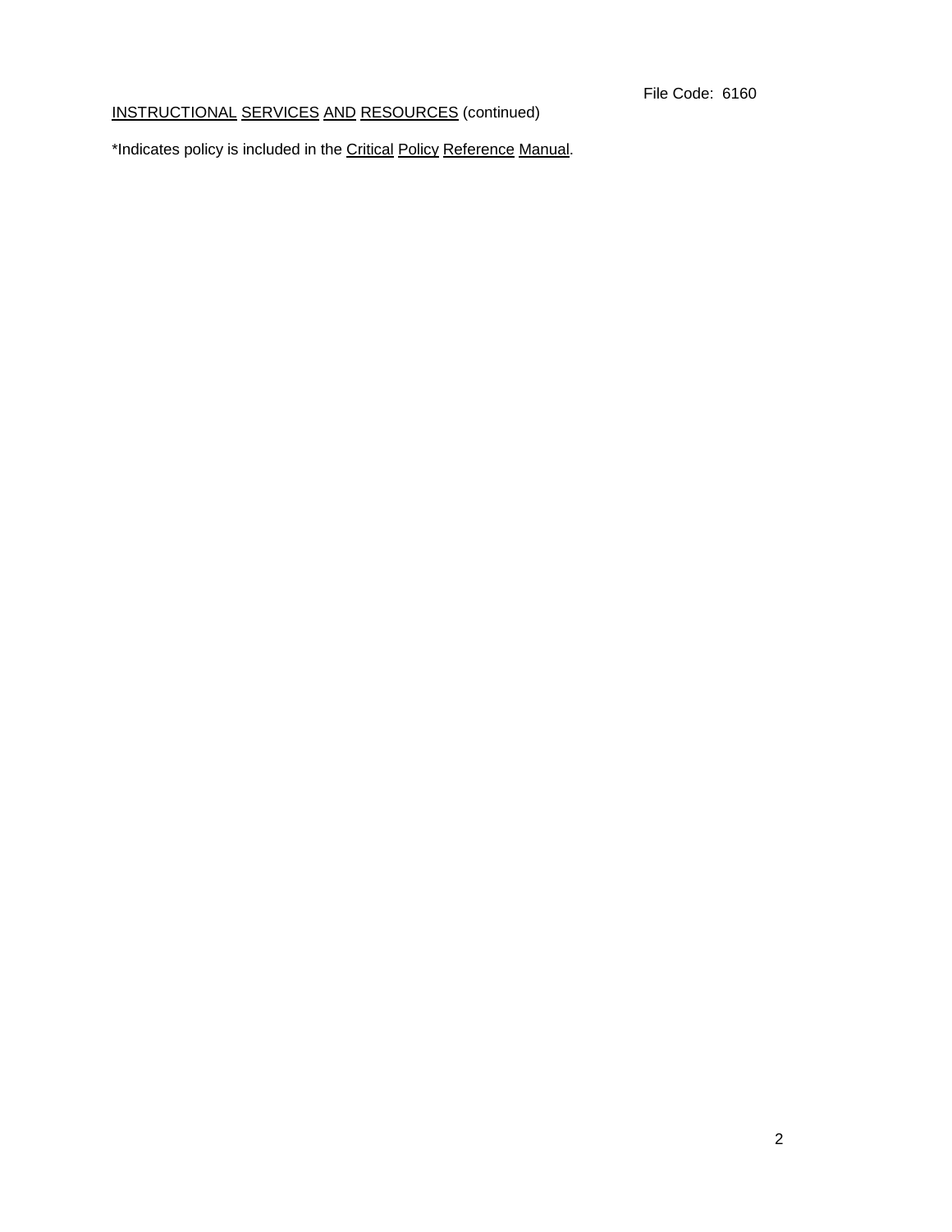*Indicates policy is included in the Critical Policy Reference Manual.